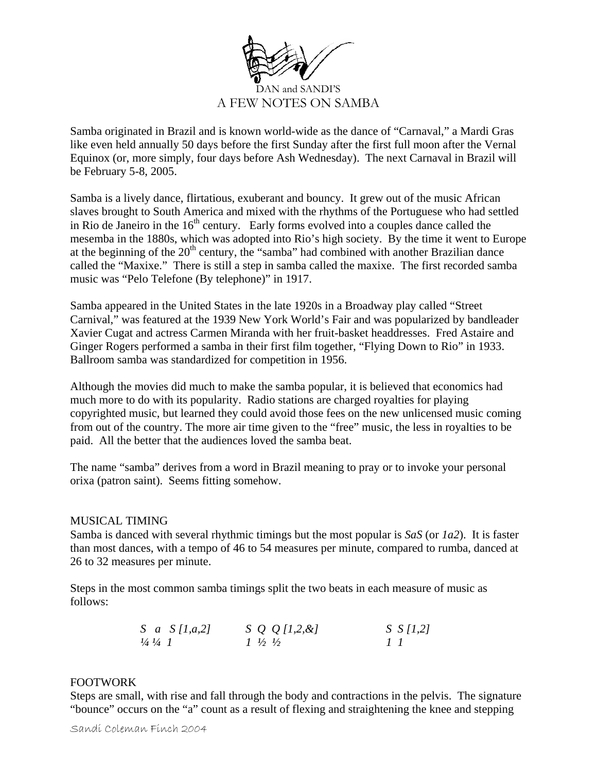DAN and SANDI'S

# A FEW NOTES ON SAMBA

Samba originated in Brazil and is known world-wide as the dance of "Carnaval," a Mardi Gras like even held annually 50 days before the first Sunday after the first full moon after the Vernal Equinox (or, more simply, four days before Ash Wednesday). The next Carnaval in Brazil will be February 5-8, 2005.

Samba is a lively dance, flirtatious, exuberant and bouncy. It grew out of the music African slaves brought to South America and mixed with the rhythms of the Portuguese who had settled in Rio de Janeiro in the 16th century. Early forms evolved into a couples dance called the mesemba in the 1880s, which was adopted into Rio's high society. By the time it went to Europe at the beginning of the 20th century, the "samba" had combined with another Brazilian dance called the "Maxixe." There is still a step in samba called the maxixe. The first recorded samba music was "Pelo Telefone (By telephone)" in 1917.

Samba appeared in the United States in the late 1920s in a Broadway play called "Street Carnival," was featured at the 1939 New York World's Fair and was popularized by bandleader Xavier Cugat and actress Carmen Miranda with her fruit-basket headdresses. Fred Astaire and Ginger Rogers performed a samba in their first film together, "Flying Down to Rio" in 1933. Ballroom samba was standardized for competition in 1956.

Although the movies did much to make the samba popular, it is believed that economics had much more to do with its popularity. Radio stations are charged royalties for playing copyrighted music, but learned they could avoid those fees on the new unlicensed music coming from out of the country. The more air time given to the "free" music, the less in royalties to be paid. All the better that the audiences loved the samba beat.

The name "samba" derives from a word in Brazil meaning to pray or to invoke your personal orixa (patron saint). Seems fitting somehow.

## MUSICAL TIMING

Samba is danced with several rhythmic timings but the most popular is *SaS* (or *1a2*). It is faster than most dances, with a tempo of 46 to 54 measures per minute, compared to rumba, danced at 26 to 32 measures per minute.

Steps in the most common samba timings split the two beats in each measure of music as follows:

| *S a S [1,a,2]* | *S Q Q [1,2,&]* | *S S [1,2]* |
|---|---|---|
| *¼ ¼ 1* | *1 ½ ½* | *1 1* |

## FOOTWORK

Steps are small, with rise and fall through the body and contractions in the pelvis. The signature "bounce" occurs on the "a" count as a result of flexing and straightening the knee and stepping

Sandi Coleman Finch 2004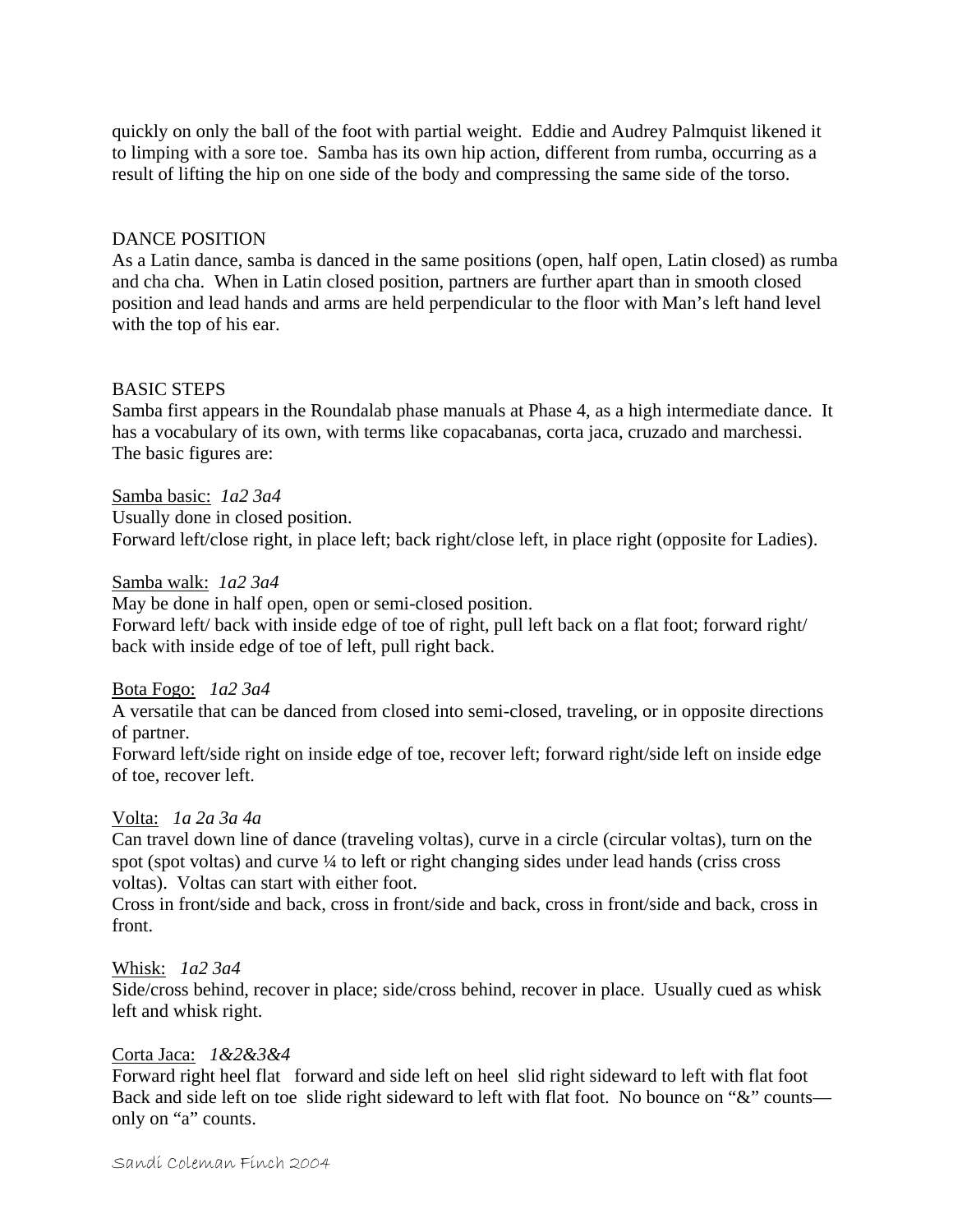quickly on only the ball of the foot with partial weight. Eddie and Audrey Palmquist likened it to limping with a sore toe. Samba has its own hip action, different from rumba, occurring as a result of lifting the hip on one side of the body and compressing the same side of the torso.

## DANCE POSITION

As a Latin dance, samba is danced in the same positions (open, half open, Latin closed) as rumba and cha cha. When in Latin closed position, partners are further apart than in smooth closed position and lead hands and arms are held perpendicular to the floor with Man's left hand level with the top of his ear.

## BASIC STEPS

Samba first appears in the Roundalab phase manuals at Phase 4, as a high intermediate dance. It has a vocabulary of its own, with terms like copacabanas, corta jaca, cruzado and marchessi. The basic figures are:

<u>Samba basic:</u> *1a2 3a4*
Usually done in closed position.
Forward left/close right, in place left; back right/close left, in place right (opposite for Ladies).

<u>Samba walk:</u> *1a2 3a4*
May be done in half open, open or semi-closed position.
Forward left/ back with inside edge of toe of right, pull left back on a flat foot; forward right/ back with inside edge of toe of left, pull right back.

<u>Bota Fogo:</u> *1a2 3a4*
A versatile that can be danced from closed into semi-closed, traveling, or in opposite directions of partner.
Forward left/side right on inside edge of toe, recover left; forward right/side left on inside edge of toe, recover left.

<u>Volta:</u> *1a 2a 3a 4a*
Can travel down line of dance (traveling voltas), curve in a circle (circular voltas), turn on the spot (spot voltas) and curve ¼ to left or right changing sides under lead hands (criss cross voltas). Voltas can start with either foot.
Cross in front/side and back, cross in front/side and back, cross in front/side and back, cross in front.

<u>Whisk:</u> *1a2 3a4*
Side/cross behind, recover in place; side/cross behind, recover in place. Usually cued as whisk left and whisk right.

<u>Corta Jaca:</u> *1&2&3&4*
Forward right heel flat forward and side left on heel slid right sideward to left with flat foot Back and side left on toe slide right sideward to left with flat foot. No bounce on "&" counts—only on "a" counts.

Sandi Coleman Finch 2004